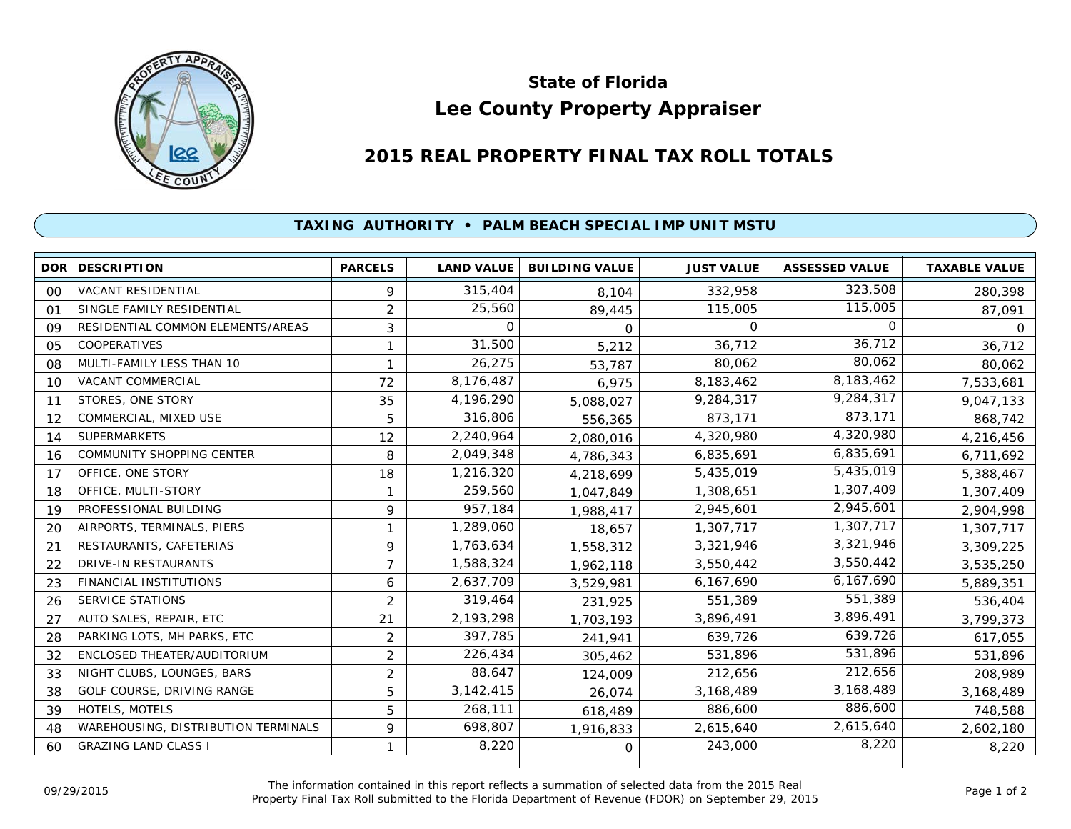# State of Florida
# Lee County Property Appraiser

## 2015 REAL PROPERTY FINAL TAX ROLL TOTALS

### TAXING AUTHORITY • PALM BEACH SPECIAL IMP UNIT MSTU

| DOR | DESCRIPTION | PARCELS | LAND VALUE | BUILDING VALUE | JUST VALUE | ASSESSED VALUE | TAXABLE VALUE |
|---|---|---|---|---|---|---|---|
| 00 | VACANT RESIDENTIAL | 9 | 315,404 | 8,104 | 332,958 | 323,508 | 280,398 |
| 01 | SINGLE FAMILY RESIDENTIAL | 2 | 25,560 | 89,445 | 115,005 | 115,005 | 87,091 |
| 09 | RESIDENTIAL COMMON ELEMENTS/AREAS | 3 | 0 | 0 | 0 | 0 | 0 |
| 05 | COOPERATIVES | 1 | 31,500 | 5,212 | 36,712 | 36,712 | 36,712 |
| 08 | MULTI-FAMILY LESS THAN 10 | 1 | 26,275 | 53,787 | 80,062 | 80,062 | 80,062 |
| 10 | VACANT COMMERCIAL | 72 | 8,176,487 | 6,975 | 8,183,462 | 8,183,462 | 7,533,681 |
| 11 | STORES, ONE STORY | 35 | 4,196,290 | 5,088,027 | 9,284,317 | 9,284,317 | 9,047,133 |
| 12 | COMMERCIAL, MIXED USE | 5 | 316,806 | 556,365 | 873,171 | 873,171 | 868,742 |
| 14 | SUPERMARKETS | 12 | 2,240,964 | 2,080,016 | 4,320,980 | 4,320,980 | 4,216,456 |
| 16 | COMMUNITY SHOPPING CENTER | 8 | 2,049,348 | 4,786,343 | 6,835,691 | 6,835,691 | 6,711,692 |
| 17 | OFFICE, ONE STORY | 18 | 1,216,320 | 4,218,699 | 5,435,019 | 5,435,019 | 5,388,467 |
| 18 | OFFICE, MULTI-STORY | 1 | 259,560 | 1,047,849 | 1,308,651 | 1,307,409 | 1,307,409 |
| 19 | PROFESSIONAL BUILDING | 9 | 957,184 | 1,988,417 | 2,945,601 | 2,945,601 | 2,904,998 |
| 20 | AIRPORTS, TERMINALS, PIERS | 1 | 1,289,060 | 18,657 | 1,307,717 | 1,307,717 | 1,307,717 |
| 21 | RESTAURANTS, CAFETERIAS | 9 | 1,763,634 | 1,558,312 | 3,321,946 | 3,321,946 | 3,309,225 |
| 22 | DRIVE-IN RESTAURANTS | 7 | 1,588,324 | 1,962,118 | 3,550,442 | 3,550,442 | 3,535,250 |
| 23 | FINANCIAL INSTITUTIONS | 6 | 2,637,709 | 3,529,981 | 6,167,690 | 6,167,690 | 5,889,351 |
| 26 | SERVICE STATIONS | 2 | 319,464 | 231,925 | 551,389 | 551,389 | 536,404 |
| 27 | AUTO SALES, REPAIR, ETC | 21 | 2,193,298 | 1,703,193 | 3,896,491 | 3,896,491 | 3,799,373 |
| 28 | PARKING LOTS, MH PARKS, ETC | 2 | 397,785 | 241,941 | 639,726 | 639,726 | 617,055 |
| 32 | ENCLOSED THEATER/AUDITORIUM | 2 | 226,434 | 305,462 | 531,896 | 531,896 | 531,896 |
| 33 | NIGHT CLUBS, LOUNGES, BARS | 2 | 88,647 | 124,009 | 212,656 | 212,656 | 208,989 |
| 38 | GOLF COURSE, DRIVING RANGE | 5 | 3,142,415 | 26,074 | 3,168,489 | 3,168,489 | 3,168,489 |
| 39 | HOTELS, MOTELS | 5 | 268,111 | 618,489 | 886,600 | 886,600 | 748,588 |
| 48 | WAREHOUSING, DISTRIBUTION TERMINALS | 9 | 698,807 | 1,916,833 | 2,615,640 | 2,615,640 | 2,602,180 |
| 60 | GRAZING LAND CLASS I | 1 | 8,220 | 0 | 243,000 | 8,220 | 8,220 |

09/29/2015

The information contained in this report reflects a summation of selected data from the 2015 Real Property Final Tax Roll submitted to the Florida Department of Revenue (FDOR) on September 29, 2015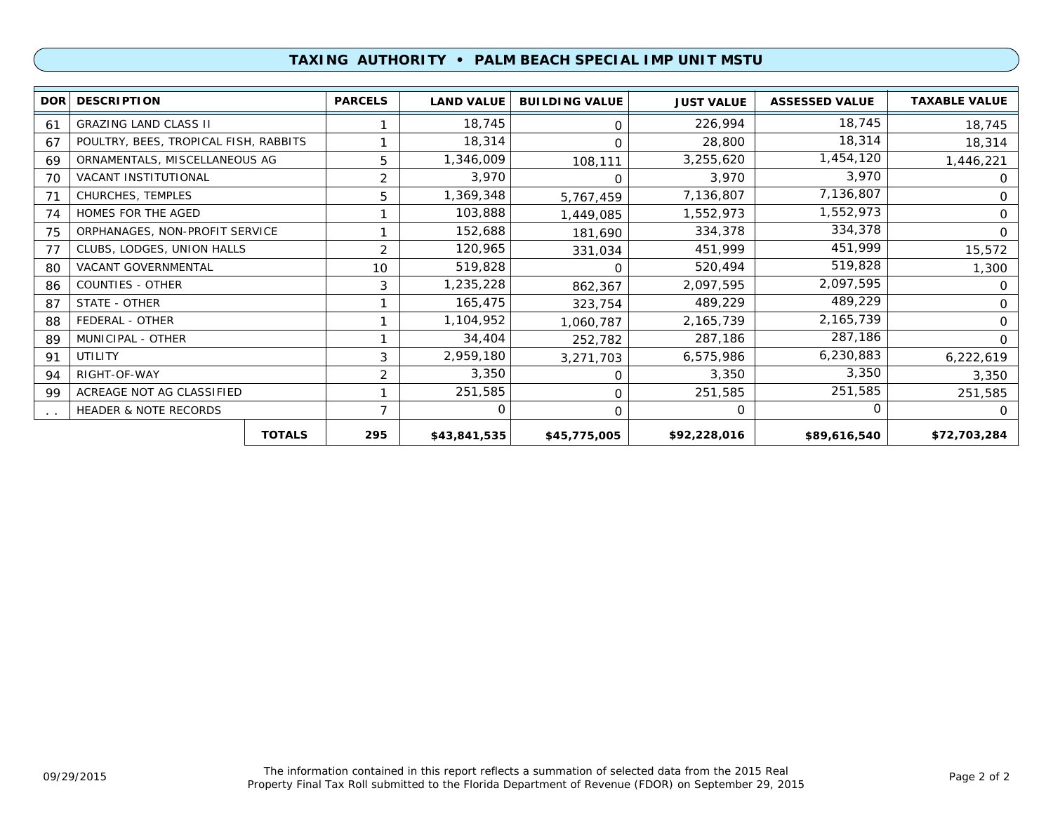## TAXING AUTHORITY • PALM BEACH SPECIAL IMP UNIT MSTU

| DOR | DESCRIPTION | PARCELS | LAND VALUE | BUILDING VALUE | JUST VALUE | ASSESSED VALUE | TAXABLE VALUE |
|---|---|---|---|---|---|---|---|
| 61 | GRAZING LAND CLASS II | 1 | 18,745 | 0 | 226,994 | 18,745 | 18,745 |
| 67 | POULTRY, BEES, TROPICAL FISH, RABBITS | 1 | 18,314 | 0 | 28,800 | 18,314 | 18,314 |
| 69 | ORNAMENTALS, MISCELLANEOUS AG | 5 | 1,346,009 | 108,111 | 3,255,620 | 1,454,120 | 1,446,221 |
| 70 | VACANT INSTITUTIONAL | 2 | 3,970 | 0 | 3,970 | 3,970 | 0 |
| 71 | CHURCHES, TEMPLES | 5 | 1,369,348 | 5,767,459 | 7,136,807 | 7,136,807 | 0 |
| 74 | HOMES FOR THE AGED | 1 | 103,888 | 1,449,085 | 1,552,973 | 1,552,973 | 0 |
| 75 | ORPHANAGES, NON-PROFIT SERVICE | 1 | 152,688 | 181,690 | 334,378 | 334,378 | 0 |
| 77 | CLUBS, LODGES, UNION HALLS | 2 | 120,965 | 331,034 | 451,999 | 451,999 | 15,572 |
| 80 | VACANT GOVERNMENTAL | 10 | 519,828 | 0 | 520,494 | 519,828 | 1,300 |
| 86 | COUNTIES - OTHER | 3 | 1,235,228 | 862,367 | 2,097,595 | 2,097,595 | 0 |
| 87 | STATE - OTHER | 1 | 165,475 | 323,754 | 489,229 | 489,229 | 0 |
| 88 | FEDERAL - OTHER | 1 | 1,104,952 | 1,060,787 | 2,165,739 | 2,165,739 | 0 |
| 89 | MUNICIPAL - OTHER | 1 | 34,404 | 252,782 | 287,186 | 287,186 | 0 |
| 91 | UTILITY | 3 | 2,959,180 | 3,271,703 | 6,575,986 | 6,230,883 | 6,222,619 |
| 94 | RIGHT-OF-WAY | 2 | 3,350 | 0 | 3,350 | 3,350 | 3,350 |
| 99 | ACREAGE NOT AG CLASSIFIED | 1 | 251,585 | 0 | 251,585 | 251,585 | 251,585 |
| .. | HEADER & NOTE RECORDS | 7 | 0 | 0 | 0 | 0 | 0 |
| | **TOTALS** | **295** | **$43,841,535** | **$45,775,005** | **$92,228,016** | **$89,616,540** | **$72,703,284** |

09/29/2015

The information contained in this report reflects a summation of selected data from the 2015 Real Property Final Tax Roll submitted to the Florida Department of Revenue (FDOR) on September 29, 2015